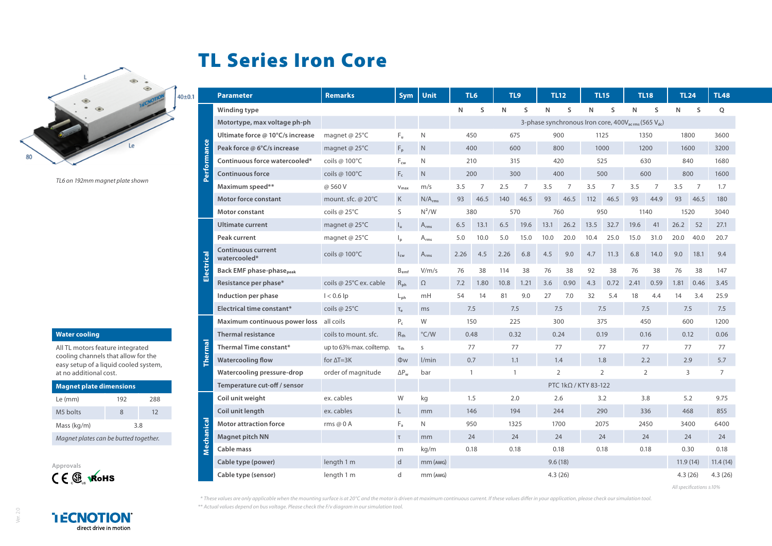# TL Series Iron Core

*TL6 on 192mm magnet plate shown*

| | Parameter | Remarks | Sym | Unit | TL6 | | TL9 | | TL12 | | TL15 | | TL18 | | TL24 | | TL48 |
|---|---|---|---|---|---|---|---|---|---|---|---|---|---|---|---|---|---|
| **Performance** | Winding type | | | | N | S | N | S | N | S | N | S | N | S | N | S | Q |
| | Motortype, max voltage ph-ph | | | | 3-phase synchronous Iron core, 400$V_{ac\,rms}$ (565 $V_{dc}$) | | | | | | | | | | | | |
| | Ultimate force @ 10°C/s increase | magnet @ 25°C | $F_u$ | N | 450 | | 675 | | 900 | | 1125 | | 1350 | | 1800 | | 3600 |
| | Peak force @ 6°C/s increase | magnet @ 25°C | $F_p$ | N | 400 | | 600 | | 800 | | 1000 | | 1200 | | 1600 | | 3200 |
| | Continuous force watercooled* | coils @ 100°C | $F_{cw}$ | N | 210 | | 315 | | 420 | | 525 | | 630 | | 840 | | 1680 |
| | Continuous force | coils @ 100°C | $F_c$ | N | 200 | | 300 | | 400 | | 500 | | 600 | | 800 | | 1600 |
| | Maximum speed** | @ 560 V | $v_{max}$ | m/s | 3.5 | 7 | 2.5 | 7 | 3.5 | 7 | 3.5 | 7 | 3.5 | 7 | 3.5 | 7 | 1.7 |
| | Motor force constant | mount. sfc. @ 20°C | K | N/$A_{rms}$ | 93 | 46.5 | 140 | 46.5 | 93 | 46.5 | 112 | 46.5 | 93 | 44.9 | 93 | 46.5 | 180 |
| | Motor constant | coils @ 25°C | S | $N^2$/W | 380 | | 570 | | 760 | | 950 | | 1140 | | 1520 | | 3040 |
| **Electrical** | Ultimate current | magnet @ 25°C | $I_u$ | $A_{rms}$ | 6.5 | 13.1 | 6.5 | 19.6 | 13.1 | 26.2 | 13.5 | 32.7 | 19.6 | 41 | 26.2 | 52 | 27.1 |
| | Peak current | magnet @ 25°C | $I_p$ | $A_{rms}$ | 5.0 | 10.0 | 5.0 | 15.0 | 10.0 | 20.0 | 10.4 | 25.0 | 15.0 | 31.0 | 20.0 | 40.0 | 20.7 |
| | Continuous current watercooled* | coils @ 100°C | $I_{cw}$ | $A_{rms}$ | 2.26 | 4.5 | 2.26 | 6.8 | 4.5 | 9.0 | 4.7 | 11.3 | 6.8 | 14.0 | 9.0 | 18.1 | 9.4 |
| | Back EMF phase-phase$_{peak}$ | | $B_{emf}$ | V/m/s | 76 | 38 | 114 | 38 | 76 | 38 | 92 | 38 | 76 | 38 | 76 | 38 | 147 |
| | Resistance per phase* | coils @ 25°C ex. cable | $R_{ph}$ | Ω | 7.2 | 1.80 | 10.8 | 1.21 | 3.6 | 0.90 | 4.3 | 0.72 | 2.41 | 0.59 | 1.81 | 0.46 | 3.45 |
| | Induction per phase | I < 0.6 Ip | $L_{ph}$ | mH | 54 | 14 | 81 | 9.0 | 27 | 7.0 | 32 | 5.4 | 18 | 4.4 | 14 | 3.4 | 25.9 |
| | Electrical time constant* | coils @ 25°C | $\tau_e$ | ms | 7.5 | | 7.5 | | 7.5 | | 7.5 | | 7.5 | | 7.5 | | 7.5 |
| **Thermal** | Maximum continuous power loss | all coils | $P_c$ | W | 150 | | 225 | | 300 | | 375 | | 450 | | 600 | | 1200 |
| | Thermal resistance | coils to mount. sfc. | $R_{th}$ | °C/W | 0.48 | | 0.32 | | 0.24 | | 0.19 | | 0.16 | | 0.12 | | 0.06 |
| | Thermal Time constant* | up to 63% max. coiltemp. | $\tau_{th}$ | s | 77 | | 77 | | 77 | | 77 | | 77 | | 77 | | 77 |
| | Watercooling flow | for ΔT=3K | Φw | l/min | 0.7 | | 1.1 | | 1.4 | | 1.8 | | 2.2 | | 2.9 | | 5.7 |
| | Watercooling pressure-drop | order of magnitude | $\Delta P_w$ | bar | 1 | | 1 | | 2 | | 2 | | 2 | | 3 | | 7 |
| | Temperature cut-off / sensor | | | | PTC 1kΩ / KTY 83-122 | | | | | | | | | | | | |
| **Mechanical** | Coil unit weight | ex. cables | W | kg | 1.5 | | 2.0 | | 2.6 | | 3.2 | | 3.8 | | 5.2 | | 9.75 |
| | Coil unit length | ex. cables | L | mm | 146 | | 194 | | 244 | | 290 | | 336 | | 468 | | 855 |
| | Motor attraction force | rms @ 0 A | $F_a$ | N | 950 | | 1325 | | 1700 | | 2075 | | 2450 | | 3400 | | 6400 |
| | Magnet pitch NN | | τ | mm | 24 | | 24 | | 24 | | 24 | | 24 | | 24 | | 24 |
| | Cable mass | | m | kg/m | 0.18 | | 0.18 | | 0.18 | | 0.18 | | 0.18 | | 0.30 | | 0.18 |
| | Cable type (power) | length 1 m | d | mm (AWG) | 9.6 (18) | | | | | | | | | | 11.9 (14) | | 11.4 (14) |
| | Cable type (sensor) | length 1 m | d | mm (AWG) | 4.3 (26) | | | | | | | | | | 4.3 (26) | | 4.3 (26) |

*All specifications ±10%*

*\* These values are only applicable when the mounting surface is at 20°C and the motor is driven at maximum continuous current. If these values differ in your application, please check our simulation tool.*
*\*\* Actual values depend on bus voltage. Please check the F/v diagram in our simulation tool.*

## Water cooling

All TL motors feature integrated cooling channels that allow for the easy setup of a liquid cooled system, at no additional cost.

## Magnet plate dimensions

| Le (mm) | 192 | 288 |
|---|---|---|
| M5 bolts | 8 | 12 |
| Mass (kg/m) | 3.8 | |

*Magnet plates can be butted together.*

Approvals

CE, CSA, RoHS

TECNOTION
direct drive in motion

Ver. 2.0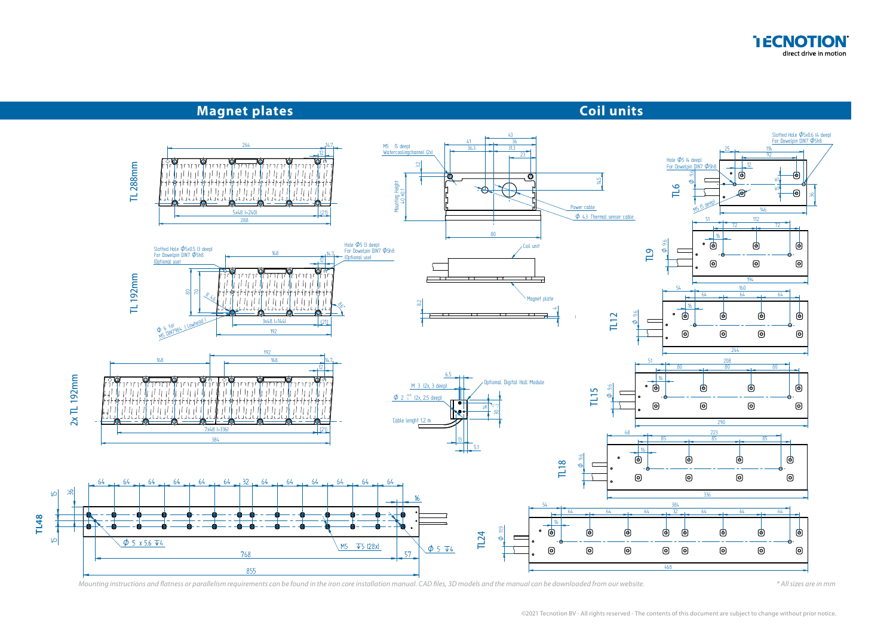## Magnet plates

## Coil units

TL 288mm

264
14.7
12
5x48 (=240)
(21)
288

TL 192mm

Slotted Hole $\phi$5x0.5 (3 deep)
For Dowelpin DIN7 $\phi$5h8
(Optional use)

Hole $\phi$5 (3 deep)
For Dowelpin DIN7 $\phi$5h8
(Optional use)

168
14.7
12
80
70
R 4.5
86°
3x48 (=144)
(21)
192
$\phi$ 6 for M5 DIN7984 (Lowhead)

2x TL 192mm

192
168
168
14.7
12
7x48 (=336)
(21)
384

TL48

64 64 64 64 64 64 32 64 64 64 64 64 64
16
15
36
15
$\phi$ 5 x 5.6 ↧4
M5 ↧5 (28x)
$\phi$ 5 ↧4
768
57
855

M5 (5 deep)
Watercooling channel (2x)
43
41
36
36.3
31.3
23
3.2
14.5
Mounting Height 40 ±0.1
Power cable
$\phi$ 4.3 Thermal sensor cable
80

Coil unit
Magnet plate
8.2
4

Optional: Digital Hall Module
6.5
M 3 (2x, 3 deep)
$\phi$ 2 (2x, 2.5 deep)
Cable lenght 1.2 m
14
30
13
5.1

TL6

Slotted Hole $\phi$5x0.6 (4 deep)
For Dowelpin DIN7 $\phi$5h8
Hole $\phi$5 (4 deep)
For Dowelpin DIN7 $\phi$5h8
25
116
92
12
$\phi$ 9.6
M5 (5 deep)
36
146

TL9

51
112
72
72
16
$\phi$ 9.6
194

TL12

54
160
64
64
64
16
$\phi$ 9.6
244

TL15

51
208
80
80
80
16
$\phi$ 9.6
290

TL18

68
223
85
85
85
16
$\phi$ 9.6
336

TL24

54
384
64 64 64 32 64 64 64
16
$\phi$ 11.9
468

*Mounting instructions and flatness or parallelism requirements can be found in the iron core installation manual. CAD files, 3D models and the manual can be downloaded from our website.*

*\* All sizes are in mm*

©2021 Tecnotion BV - All rights reserved - The contents of this document are subject to change without prior notice.